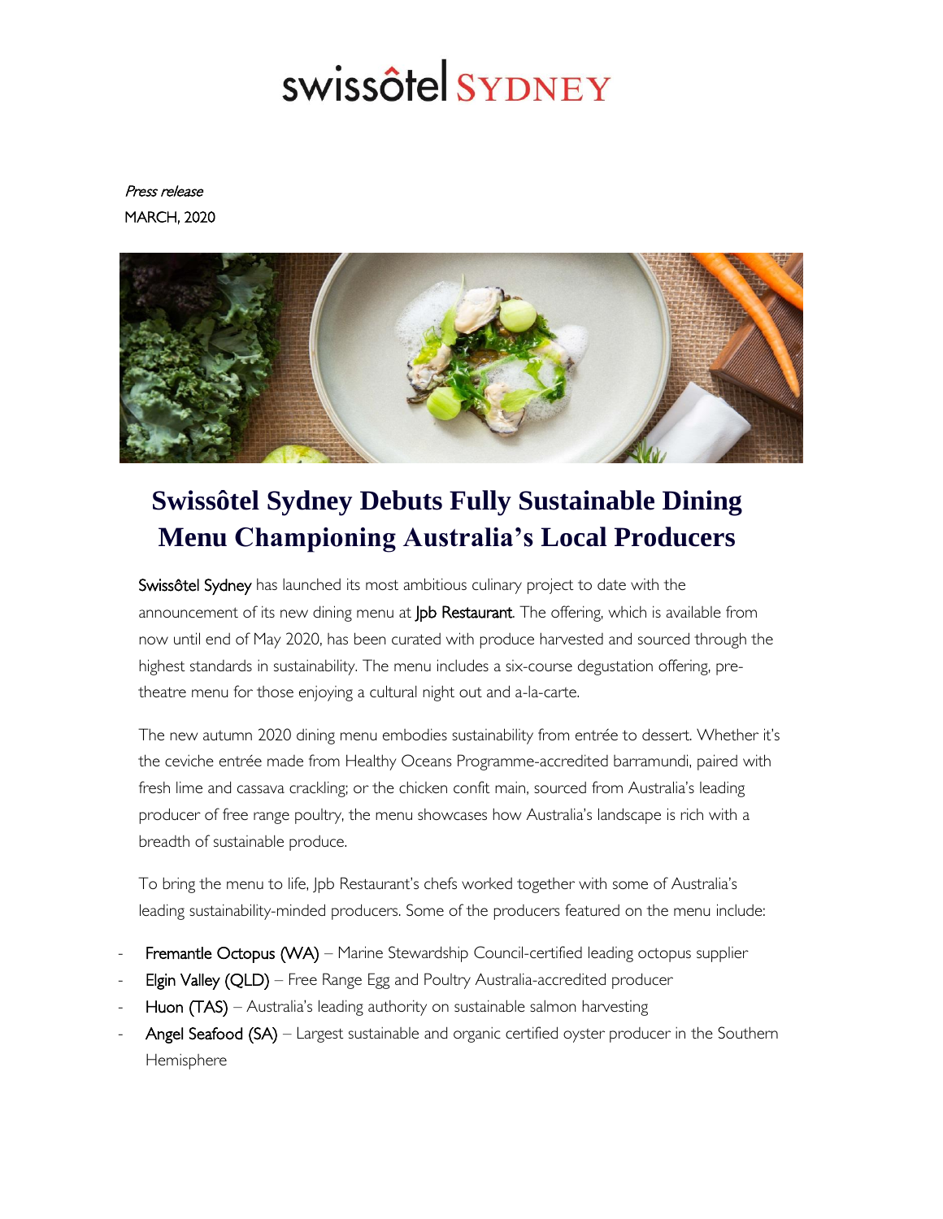swissôtel SYDNEY

*Press release*

MARCH, 2020

# Swissôtel Sydney Debuts Fully Sustainable Dining Menu Championing Australia's Local Producers

Swissôtel Sydney has launched its most ambitious culinary project to date with the announcement of its new dining menu at Jpb Restaurant. The offering, which is available from now until end of May 2020, has been curated with produce harvested and sourced through the highest standards in sustainability. The menu includes a six-course degustation offering, pre-theatre menu for those enjoying a cultural night out and a-la-carte.

The new autumn 2020 dining menu embodies sustainability from entrée to dessert. Whether it's the ceviche entrée made from Healthy Oceans Programme-accredited barramundi, paired with fresh lime and cassava crackling; or the chicken confit main, sourced from Australia's leading producer of free range poultry, the menu showcases how Australia's landscape is rich with a breadth of sustainable produce.

To bring the menu to life, Jpb Restaurant's chefs worked together with some of Australia's leading sustainability-minded producers. Some of the producers featured on the menu include:

- Fremantle Octopus (WA) – Marine Stewardship Council-certified leading octopus supplier
- Elgin Valley (QLD) – Free Range Egg and Poultry Australia-accredited producer
- Huon (TAS) – Australia's leading authority on sustainable salmon harvesting
- Angel Seafood (SA) – Largest sustainable and organic certified oyster producer in the Southern Hemisphere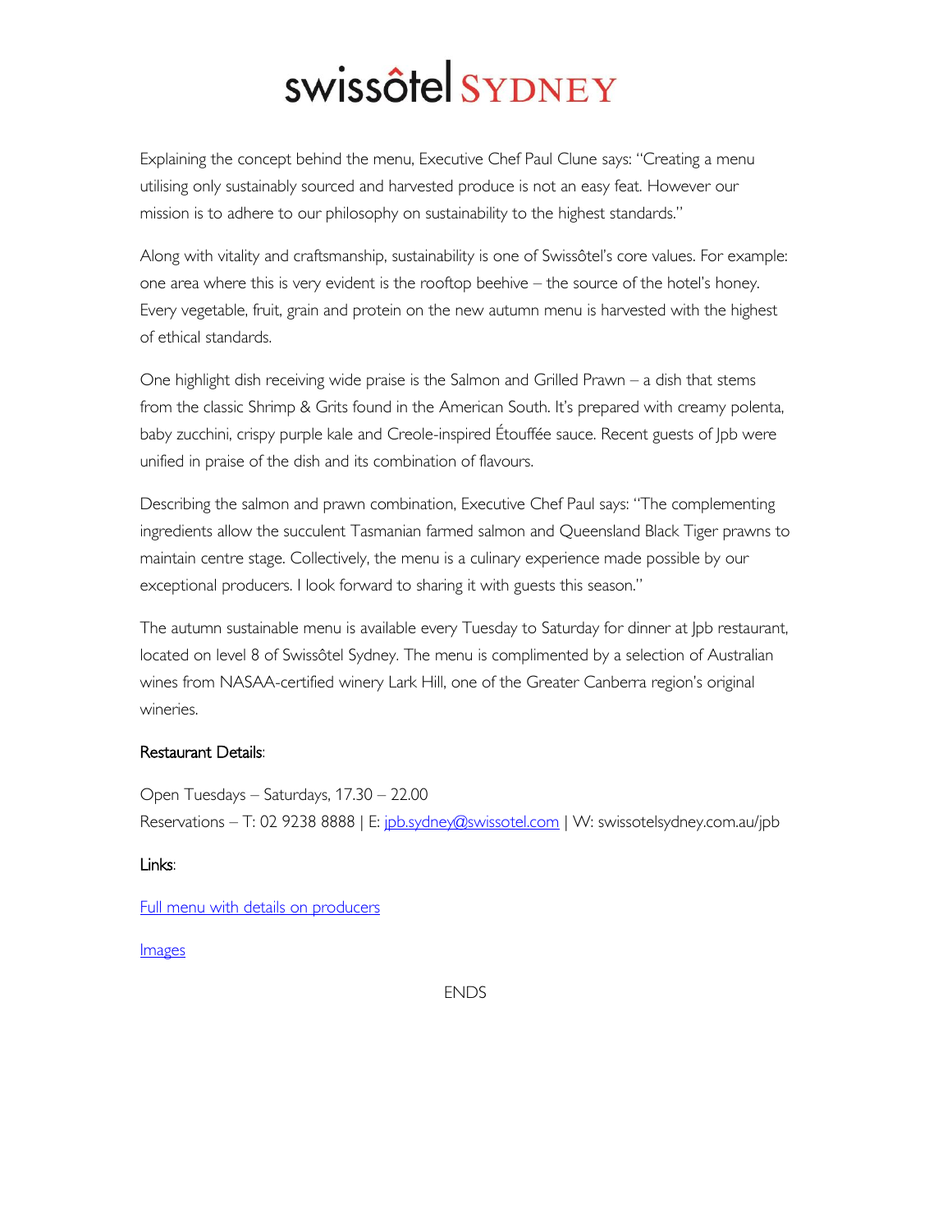Explaining the concept behind the menu, Executive Chef Paul Clune says: "Creating a menu utilising only sustainably sourced and harvested produce is not an easy feat. However our mission is to adhere to our philosophy on sustainability to the highest standards."

Along with vitality and craftsmanship, sustainability is one of Swissôtel's core values. For example: one area where this is very evident is the rooftop beehive – the source of the hotel's honey. Every vegetable, fruit, grain and protein on the new autumn menu is harvested with the highest of ethical standards.

One highlight dish receiving wide praise is the Salmon and Grilled Prawn – a dish that stems from the classic Shrimp & Grits found in the American South. It's prepared with creamy polenta, baby zucchini, crispy purple kale and Creole-inspired Étouffée sauce. Recent guests of Jpb were unified in praise of the dish and its combination of flavours.

Describing the salmon and prawn combination, Executive Chef Paul says: "The complementing ingredients allow the succulent Tasmanian farmed salmon and Queensland Black Tiger prawns to maintain centre stage. Collectively, the menu is a culinary experience made possible by our exceptional producers. I look forward to sharing it with guests this season."

The autumn sustainable menu is available every Tuesday to Saturday for dinner at Jpb restaurant, located on level 8 of Swissôtel Sydney. The menu is complimented by a selection of Australian wines from NASAA-certified winery Lark Hill, one of the Greater Canberra region's original wineries.

Restaurant Details:

Open Tuesdays – Saturdays, 17.30 – 22.00
Reservations – T: 02 9238 8888 | E: jpb.sydney@swissotel.com | W: swissotelsydney.com.au/jpb

Links:

Full menu with details on producers

Images

ENDS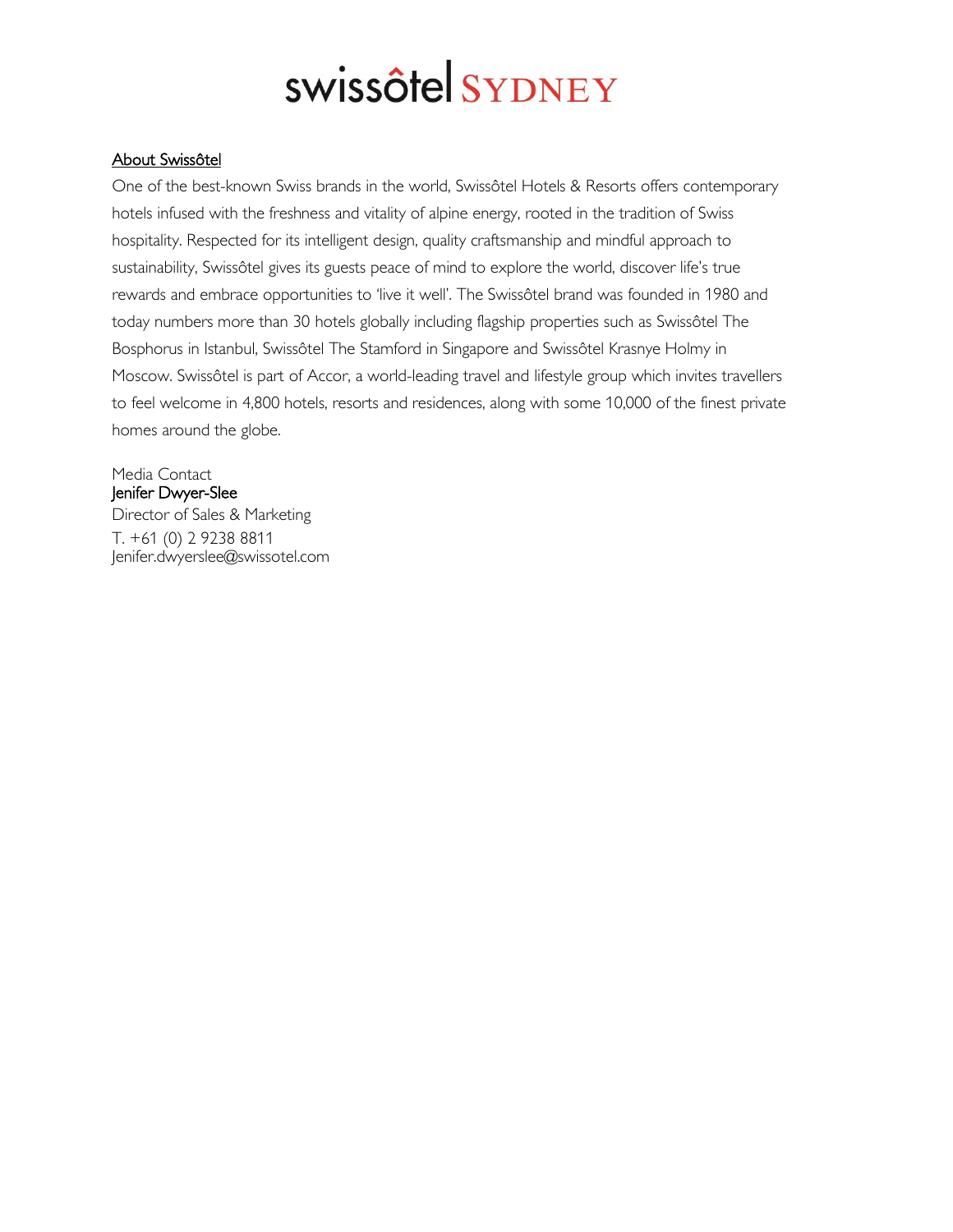# swissôtel SYDNEY

**About Swissôtel**

One of the best-known Swiss brands in the world, Swissôtel Hotels & Resorts offers contemporary hotels infused with the freshness and vitality of alpine energy, rooted in the tradition of Swiss hospitality. Respected for its intelligent design, quality craftsmanship and mindful approach to sustainability, Swissôtel gives its guests peace of mind to explore the world, discover life's true rewards and embrace opportunities to 'live it well'. The Swissôtel brand was founded in 1980 and today numbers more than 30 hotels globally including flagship properties such as Swissôtel The Bosphorus in Istanbul, Swissôtel The Stamford in Singapore and Swissôtel Krasnye Holmy in Moscow. Swissôtel is part of Accor, a world-leading travel and lifestyle group which invites travellers to feel welcome in 4,800 hotels, resorts and residences, along with some 10,000 of the finest private homes around the globe.

Media Contact
Jenifer Dwyer-Slee
Director of Sales & Marketing
T. +61 (0) 2 9238 8811
Jenifer.dwyerslee@swissotel.com